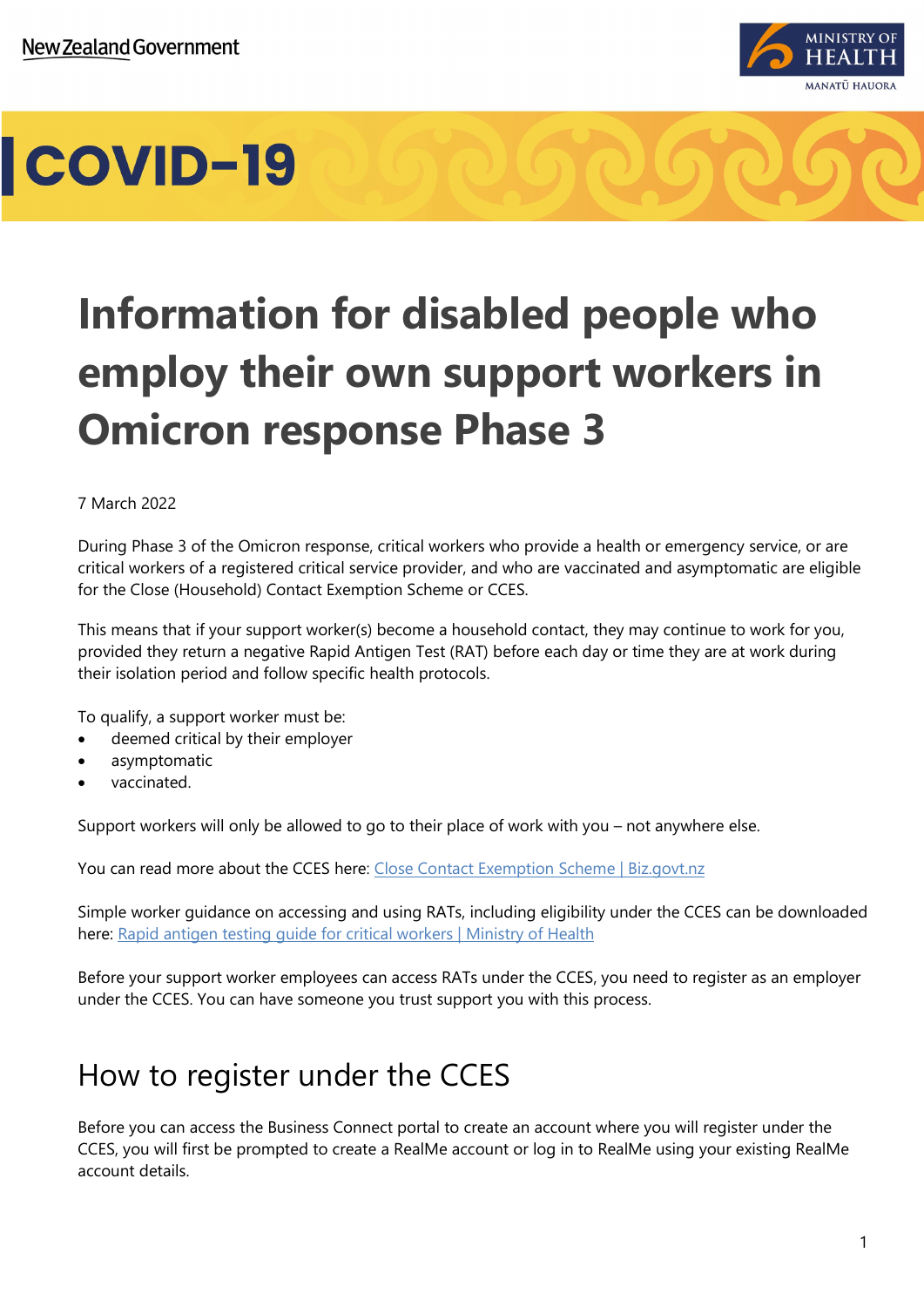New Zealand Government

MINISTRY OF HEALTH
MANATŪ HAUORA

COVID-19

# Information for disabled people who employ their own support workers in Omicron response Phase 3

7 March 2022

During Phase 3 of the Omicron response, critical workers who provide a health or emergency service, or are critical workers of a registered critical service provider, and who are vaccinated and asymptomatic are eligible for the Close (Household) Contact Exemption Scheme or CCES.

This means that if your support worker(s) become a household contact, they may continue to work for you, provided they return a negative Rapid Antigen Test (RAT) before each day or time they are at work during their isolation period and follow specific health protocols.

To qualify, a support worker must be:

- deemed critical by their employer
- asymptomatic
- vaccinated.

Support workers will only be allowed to go to their place of work with you – not anywhere else.

You can read more about the CCES here: [Close Contact Exemption Scheme | Biz.govt.nz]

Simple worker guidance on accessing and using RATs, including eligibility under the CCES can be downloaded here: [Rapid antigen testing guide for critical workers | Ministry of Health]

Before your support worker employees can access RATs under the CCES, you need to register as an employer under the CCES. You can have someone you trust support you with this process.

## How to register under the CCES

Before you can access the Business Connect portal to create an account where you will register under the CCES, you will first be prompted to create a RealMe account or log in to RealMe using your existing RealMe account details.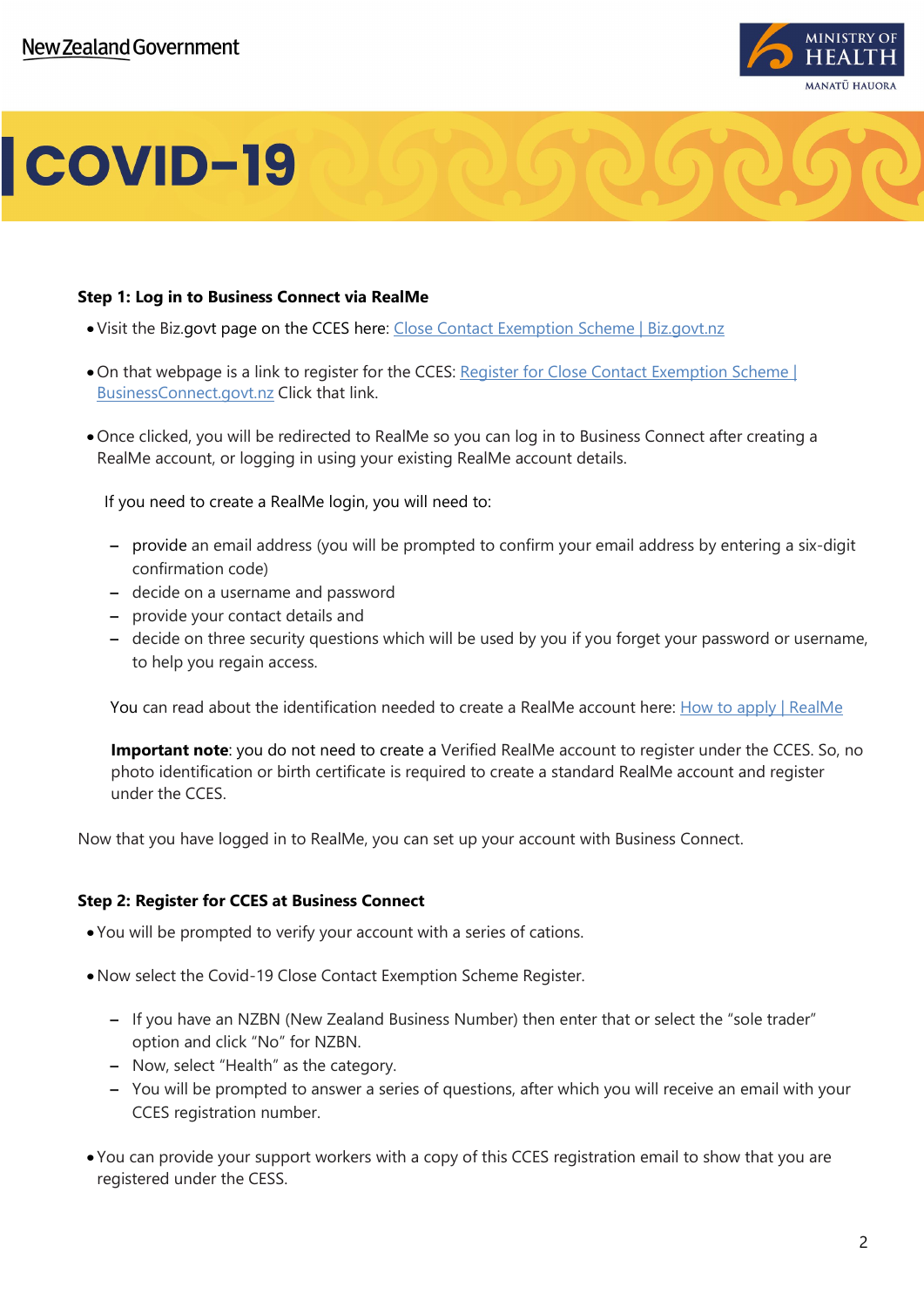**Step 1: Log in to Business Connect via RealMe**

- Visit the Biz.govt page on the CCES here: [Close Contact Exemption Scheme | Biz.govt.nz]
- On that webpage is a link to register for the CCES: [Register for Close Contact Exemption Scheme | BusinessConnect.govt.nz] Click that link.
- Once clicked, you will be redirected to RealMe so you can log in to Business Connect after creating a RealMe account, or logging in using your existing RealMe account details.

  If you need to create a RealMe login, you will need to:

  - provide an email address (you will be prompted to confirm your email address by entering a six-digit confirmation code)
  - decide on a username and password
  - provide your contact details and
  - decide on three security questions which will be used by you if you forget your password or username, to help you regain access.

  You can read about the identification needed to create a RealMe account here: [How to apply | RealMe]

  **Important note**: you do not need to create a Verified RealMe account to register under the CCES. So, no photo identification or birth certificate is required to create a standard RealMe account and register under the CCES.

Now that you have logged in to RealMe, you can set up your account with Business Connect.

**Step 2: Register for CCES at Business Connect**

- You will be prompted to verify your account with a series of cations.
- Now select the Covid-19 Close Contact Exemption Scheme Register.
  - If you have an NZBN (New Zealand Business Number) then enter that or select the "sole trader" option and click "No" for NZBN.
  - Now, select "Health" as the category.
  - You will be prompted to answer a series of questions, after which you will receive an email with your CCES registration number.
- You can provide your support workers with a copy of this CCES registration email to show that you are registered under the CESS.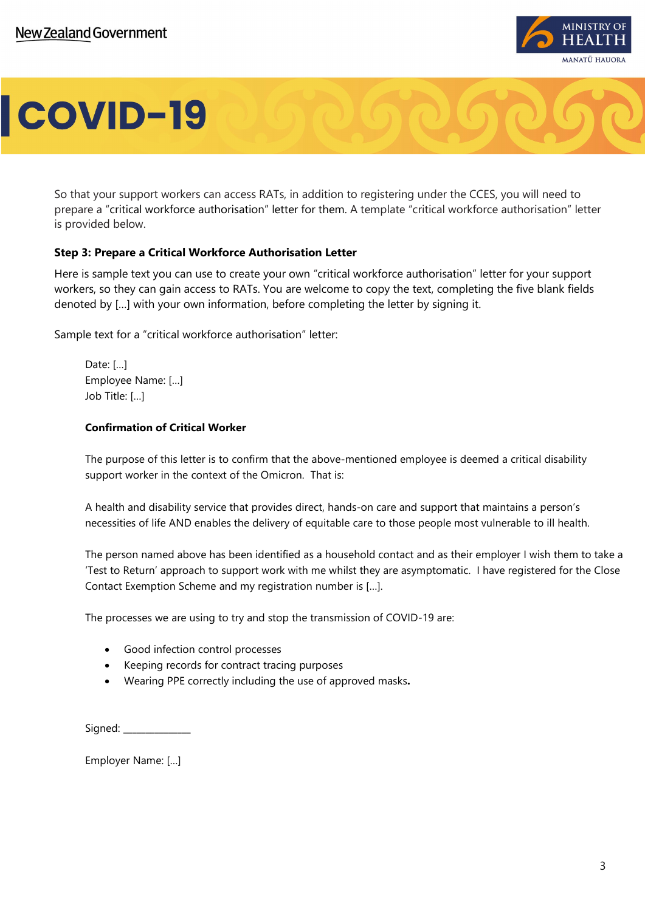So that your support workers can access RATs, in addition to registering under the CCES, you will need to prepare a “critical workforce authorisation” letter for them. A template “critical workforce authorisation” letter is provided below.

**Step 3: Prepare a Critical Workforce Authorisation Letter**

Here is sample text you can use to create your own “critical workforce authorisation” letter for your support workers, so they can gain access to RATs. You are welcome to copy the text, completing the five blank fields denoted by [...] with your own information, before completing the letter by signing it.

Sample text for a “critical workforce authorisation” letter:

> Date: [...]
> Employee Name: [...]
> Job Title: [...]
>
> **Confirmation of Critical Worker**
>
> The purpose of this letter is to confirm that the above-mentioned employee is deemed a critical disability support worker in the context of the Omicron. That is:
>
> A health and disability service that provides direct, hands-on care and support that maintains a person’s necessities of life AND enables the delivery of equitable care to those people most vulnerable to ill health.
>
> The person named above has been identified as a household contact and as their employer I wish them to take a ‘Test to Return’ approach to support work with me whilst they are asymptomatic. I have registered for the Close Contact Exemption Scheme and my registration number is [...].
>
> The processes we are using to try and stop the transmission of COVID-19 are:
>
> - Good infection control processes
> - Keeping records for contract tracing purposes
> - Wearing PPE correctly including the use of approved masks.
>
> Signed: _____________
>
> Employer Name: [...]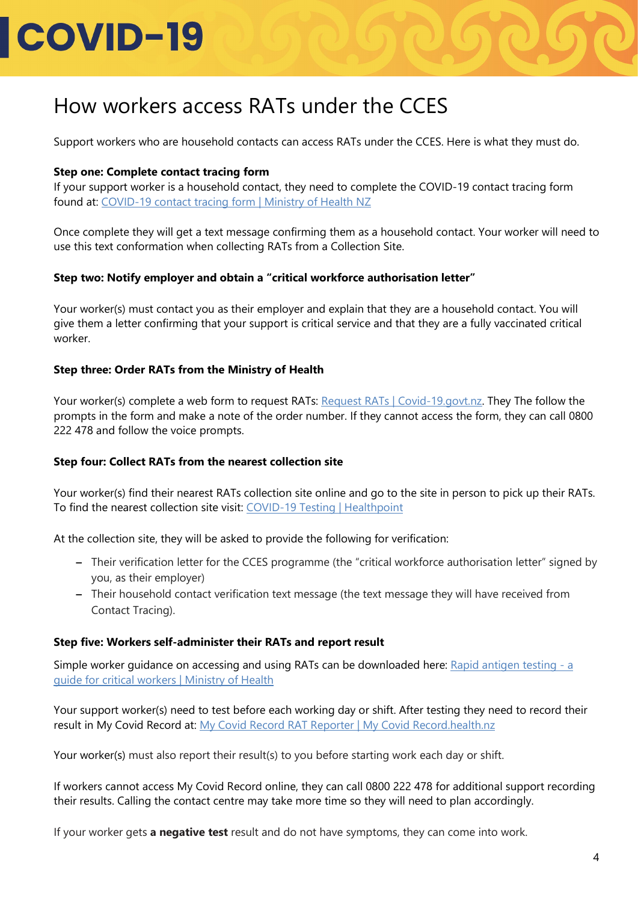# COVID-19

## How workers access RATs under the CCES

Support workers who are household contacts can access RATs under the CCES. Here is what they must do.

**Step one: Complete contact tracing form**

If your support worker is a household contact, they need to complete the COVID-19 contact tracing form found at: [COVID-19 contact tracing form | Ministry of Health NZ]()

Once complete they will get a text message confirming them as a household contact. Your worker will need to use this text conformation when collecting RATs from a Collection Site.

**Step two: Notify employer and obtain a "critical workforce authorisation letter"**

Your worker(s) must contact you as their employer and explain that they are a household contact. You will give them a letter confirming that your support is critical service and that they are a fully vaccinated critical worker.

**Step three: Order RATs from the Ministry of Health**

Your worker(s) complete a web form to request RATs: [Request RATs | Covid-19.govt.nz](). They The follow the prompts in the form and make a note of the order number. If they cannot access the form, they can call 0800 222 478 and follow the voice prompts.

**Step four: Collect RATs from the nearest collection site**

Your worker(s) find their nearest RATs collection site online and go to the site in person to pick up their RATs. To find the nearest collection site visit: [COVID-19 Testing | Healthpoint]()

At the collection site, they will be asked to provide the following for verification:

- Their verification letter for the CCES programme (the "critical workforce authorisation letter" signed by you, as their employer)
- Their household contact verification text message (the text message they will have received from Contact Tracing).

**Step five: Workers self-administer their RATs and report result**

Simple worker guidance on accessing and using RATs can be downloaded here: [Rapid antigen testing - a guide for critical workers | Ministry of Health]()

Your support worker(s) need to test before each working day or shift. After testing they need to record their result in My Covid Record at: [My Covid Record RAT Reporter | My Covid Record.health.nz]()

Your worker(s) must also report their result(s) to you before starting work each day or shift.

If workers cannot access My Covid Record online, they can call 0800 222 478 for additional support recording their results. Calling the contact centre may take more time so they will need to plan accordingly.

If your worker gets **a negative test** result and do not have symptoms, they can come into work.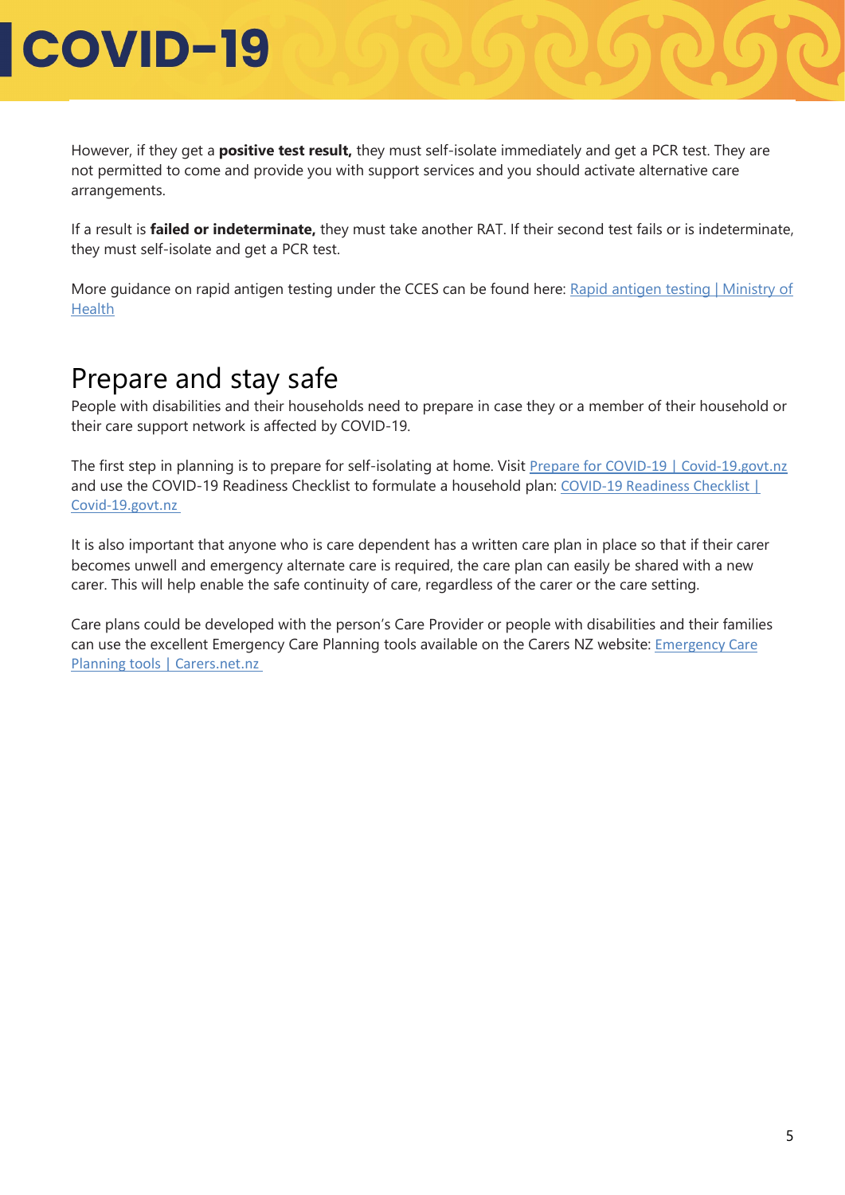However, if they get a **positive test result,** they must self-isolate immediately and get a PCR test. They are not permitted to come and provide you with support services and you should activate alternative care arrangements.

If a result is **failed or indeterminate,** they must take another RAT. If their second test fails or is indeterminate, they must self-isolate and get a PCR test.

More guidance on rapid antigen testing under the CCES can be found here: Rapid antigen testing | Ministry of Health

## Prepare and stay safe

People with disabilities and their households need to prepare in case they or a member of their household or their care support network is affected by COVID-19.

The first step in planning is to prepare for self-isolating at home. Visit Prepare for COVID-19 | Covid-19.govt.nz and use the COVID-19 Readiness Checklist to formulate a household plan: COVID-19 Readiness Checklist | Covid-19.govt.nz

It is also important that anyone who is care dependent has a written care plan in place so that if their carer becomes unwell and emergency alternate care is required, the care plan can easily be shared with a new carer. This will help enable the safe continuity of care, regardless of the carer or the care setting.

Care plans could be developed with the person's Care Provider or people with disabilities and their families can use the excellent Emergency Care Planning tools available on the Carers NZ website: Emergency Care Planning tools | Carers.net.nz